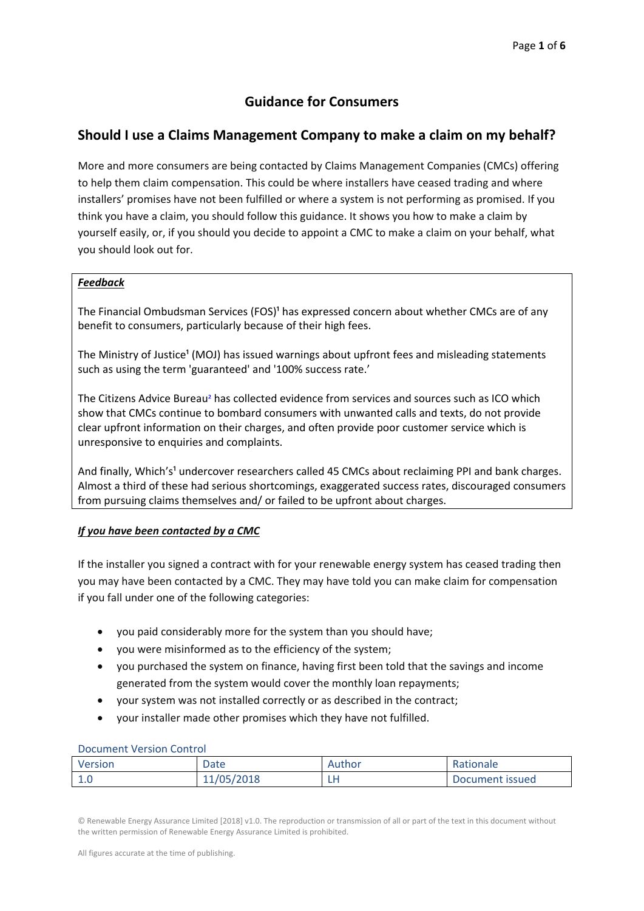# Guidance for Consumers

## Should I use a Claims Management Company to make a claim on my behalf?

More and more consumers are being contacted by Claims Management Companies (CMCs) offering to help them claim compensation. This could be where installers have ceased trading and where installers' promises have not been fulfilled or where a system is not performing as promised. If you think you have a claim, you should follow this guidance. It shows you how to make a claim by yourself easily, or, if you should you decide to appoint a CMC to make a claim on your behalf, what you should look out for.

***Feedback***

The Financial Ombudsman Services (FOS)[1] has expressed concern about whether CMCs are of any benefit to consumers, particularly because of their high fees.

The Ministry of Justice[1] (MOJ) has issued warnings about upfront fees and misleading statements such as using the term 'guaranteed' and '100% success rate.'

The Citizens Advice Bureau[2] has collected evidence from services and sources such as ICO which show that CMCs continue to bombard consumers with unwanted calls and texts, do not provide clear upfront information on their charges, and often provide poor customer service which is unresponsive to enquiries and complaints.

And finally, Which's[1] undercover researchers called 45 CMCs about reclaiming PPI and bank charges. Almost a third of these had serious shortcomings, exaggerated success rates, discouraged consumers from pursuing claims themselves and/ or failed to be upfront about charges.

***If you have been contacted by a CMC***

If the installer you signed a contract with for your renewable energy system has ceased trading then you may have been contacted by a CMC. They may have told you can make claim for compensation if you fall under one of the following categories:

- you paid considerably more for the system than you should have;
- you were misinformed as to the efficiency of the system;
- you purchased the system on finance, having first been told that the savings and income generated from the system would cover the monthly loan repayments;
- your system was not installed correctly or as described in the contract;
- your installer made other promises which they have not fulfilled.

Document Version Control

| Version | Date | Author | Rationale |
|---|---|---|---|
| 1.0 | 11/05/2018 | LH | Document issued |

© Renewable Energy Assurance Limited [2018] v1.0. The reproduction or transmission of all or part of the text in this document without the written permission of Renewable Energy Assurance Limited is prohibited.

All figures accurate at the time of publishing.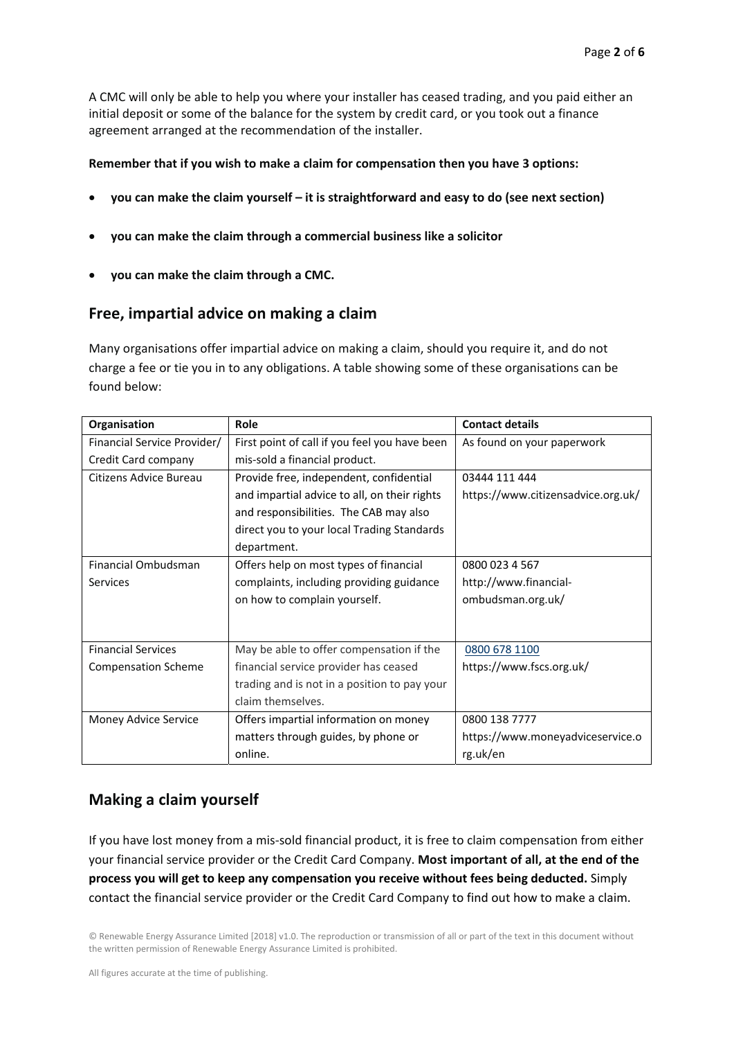A CMC will only be able to help you where your installer has ceased trading, and you paid either an initial deposit or some of the balance for the system by credit card, or you took out a finance agreement arranged at the recommendation of the installer.

**Remember that if you wish to make a claim for compensation then you have 3 options:**

- **you can make the claim yourself – it is straightforward and easy to do (see next section)**
- **you can make the claim through a commercial business like a solicitor**
- **you can make the claim through a CMC.**

## Free, impartial advice on making a claim

Many organisations offer impartial advice on making a claim, should you require it, and do not charge a fee or tie you in to any obligations. A table showing some of these organisations can be found below:

| Organisation | Role | Contact details |
|---|---|---|
| Financial Service Provider/ Credit Card company | First point of call if you feel you have been mis-sold a financial product. | As found on your paperwork |
| Citizens Advice Bureau | Provide free, independent, confidential and impartial advice to all, on their rights and responsibilities. The CAB may also direct you to your local Trading Standards department. | 03444 111 444 https://www.citizensadvice.org.uk/ |
| Financial Ombudsman Services | Offers help on most types of financial complaints, including providing guidance on how to complain yourself. | 0800 023 4 567 http://www.financial-ombudsman.org.uk/ |
| Financial Services Compensation Scheme | May be able to offer compensation if the financial service provider has ceased trading and is not in a position to pay your claim themselves. | 0800 678 1100 https://www.fscs.org.uk/ |
| Money Advice Service | Offers impartial information on money matters through guides, by phone or online. | 0800 138 7777 https://www.moneyadviceservice.org.uk/en |

## Making a claim yourself

If you have lost money from a mis-sold financial product, it is free to claim compensation from either your financial service provider or the Credit Card Company. **Most important of all, at the end of the process you will get to keep any compensation you receive without fees being deducted.** Simply contact the financial service provider or the Credit Card Company to find out how to make a claim.

© Renewable Energy Assurance Limited [2018] v1.0. The reproduction or transmission of all or part of the text in this document without the written permission of Renewable Energy Assurance Limited is prohibited.

All figures accurate at the time of publishing.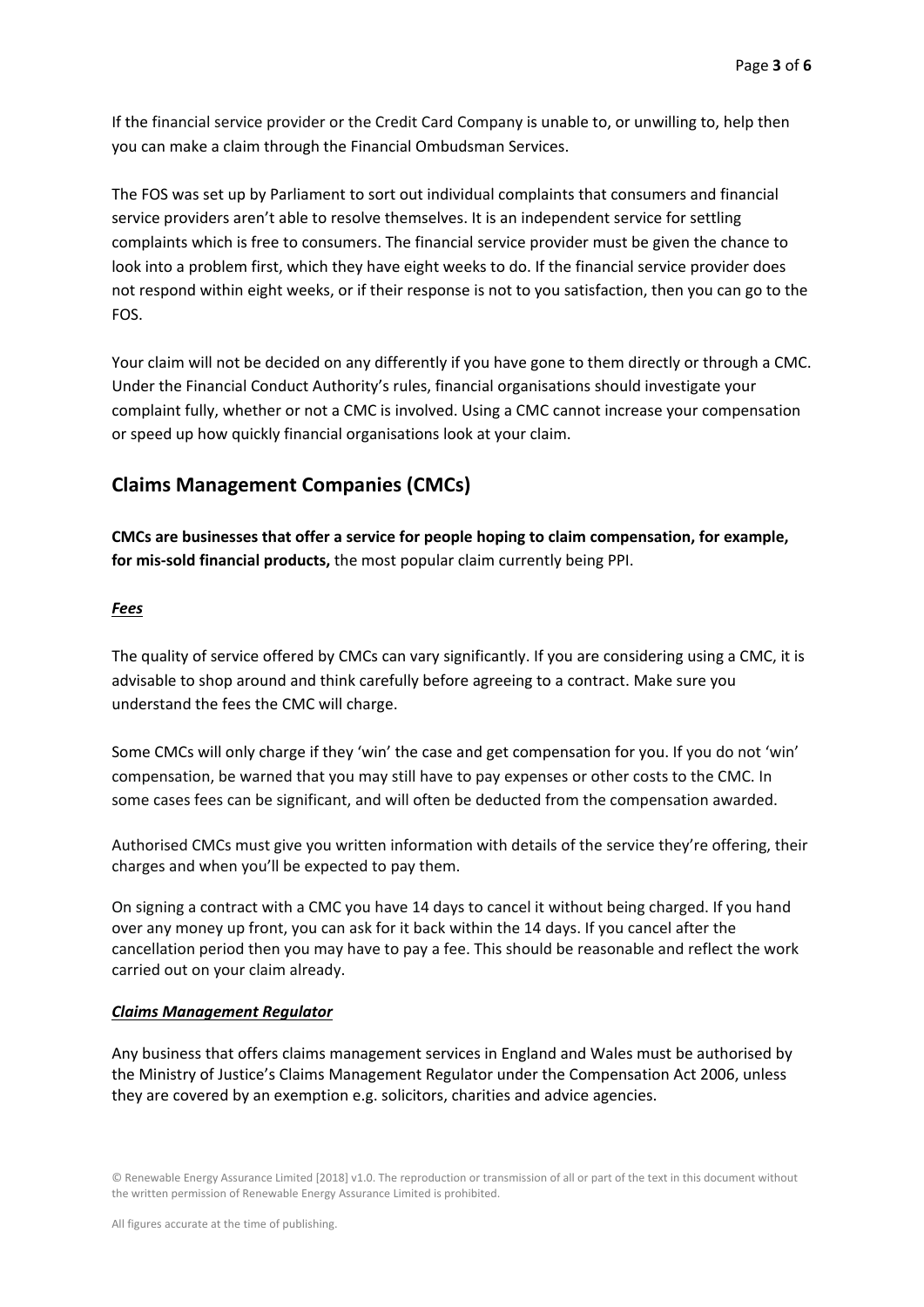If the financial service provider or the Credit Card Company is unable to, or unwilling to, help then you can make a claim through the Financial Ombudsman Services.

The FOS was set up by Parliament to sort out individual complaints that consumers and financial service providers aren't able to resolve themselves. It is an independent service for settling complaints which is free to consumers. The financial service provider must be given the chance to look into a problem first, which they have eight weeks to do. If the financial service provider does not respond within eight weeks, or if their response is not to you satisfaction, then you can go to the FOS.

Your claim will not be decided on any differently if you have gone to them directly or through a CMC. Under the Financial Conduct Authority's rules, financial organisations should investigate your complaint fully, whether or not a CMC is involved. Using a CMC cannot increase your compensation or speed up how quickly financial organisations look at your claim.

## Claims Management Companies (CMCs)

**CMCs are businesses that offer a service for people hoping to claim compensation, for example, for mis-sold financial products,** the most popular claim currently being PPI.

***Fees***

The quality of service offered by CMCs can vary significantly. If you are considering using a CMC, it is advisable to shop around and think carefully before agreeing to a contract. Make sure you understand the fees the CMC will charge.

Some CMCs will only charge if they 'win' the case and get compensation for you. If you do not 'win' compensation, be warned that you may still have to pay expenses or other costs to the CMC. In some cases fees can be significant, and will often be deducted from the compensation awarded.

Authorised CMCs must give you written information with details of the service they're offering, their charges and when you'll be expected to pay them.

On signing a contract with a CMC you have 14 days to cancel it without being charged. If you hand over any money up front, you can ask for it back within the 14 days. If you cancel after the cancellation period then you may have to pay a fee. This should be reasonable and reflect the work carried out on your claim already.

***Claims Management Regulator***

Any business that offers claims management services in England and Wales must be authorised by the Ministry of Justice's Claims Management Regulator under the Compensation Act 2006, unless they are covered by an exemption e.g. solicitors, charities and advice agencies.

© Renewable Energy Assurance Limited [2018] v1.0. The reproduction or transmission of all or part of the text in this document without the written permission of Renewable Energy Assurance Limited is prohibited.

All figures accurate at the time of publishing.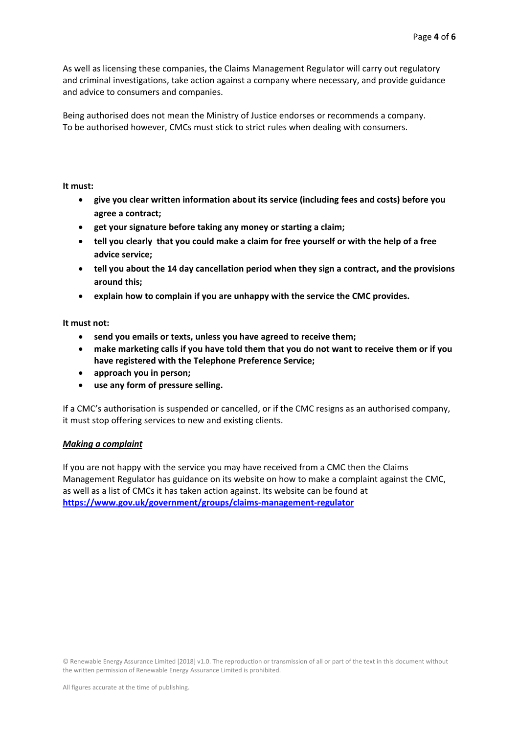As well as licensing these companies, the Claims Management Regulator will carry out regulatory and criminal investigations, take action against a company where necessary, and provide guidance and advice to consumers and companies.

Being authorised does not mean the Ministry of Justice endorses or recommends a company. To be authorised however, CMCs must stick to strict rules when dealing with consumers.

**It must:**

- **give you clear written information about its service (including fees and costs) before you agree a contract;**
- **get your signature before taking any money or starting a claim;**
- **tell you clearly that you could make a claim for free yourself or with the help of a free advice service;**
- **tell you about the 14 day cancellation period when they sign a contract, and the provisions around this;**
- **explain how to complain if you are unhappy with the service the CMC provides.**

**It must not:**

- **send you emails or texts, unless you have agreed to receive them;**
- **make marketing calls if you have told them that you do not want to receive them or if you have registered with the Telephone Preference Service;**
- **approach you in person;**
- **use any form of pressure selling.**

If a CMC's authorisation is suspended or cancelled, or if the CMC resigns as an authorised company, it must stop offering services to new and existing clients.

***Making a complaint***

If you are not happy with the service you may have received from a CMC then the Claims Management Regulator has guidance on its website on how to make a complaint against the CMC, as well as a list of CMCs it has taken action against. Its website can be found at **https://www.gov.uk/government/groups/claims-management-regulator**

© Renewable Energy Assurance Limited [2018] v1.0. The reproduction or transmission of all or part of the text in this document without the written permission of Renewable Energy Assurance Limited is prohibited.

All figures accurate at the time of publishing.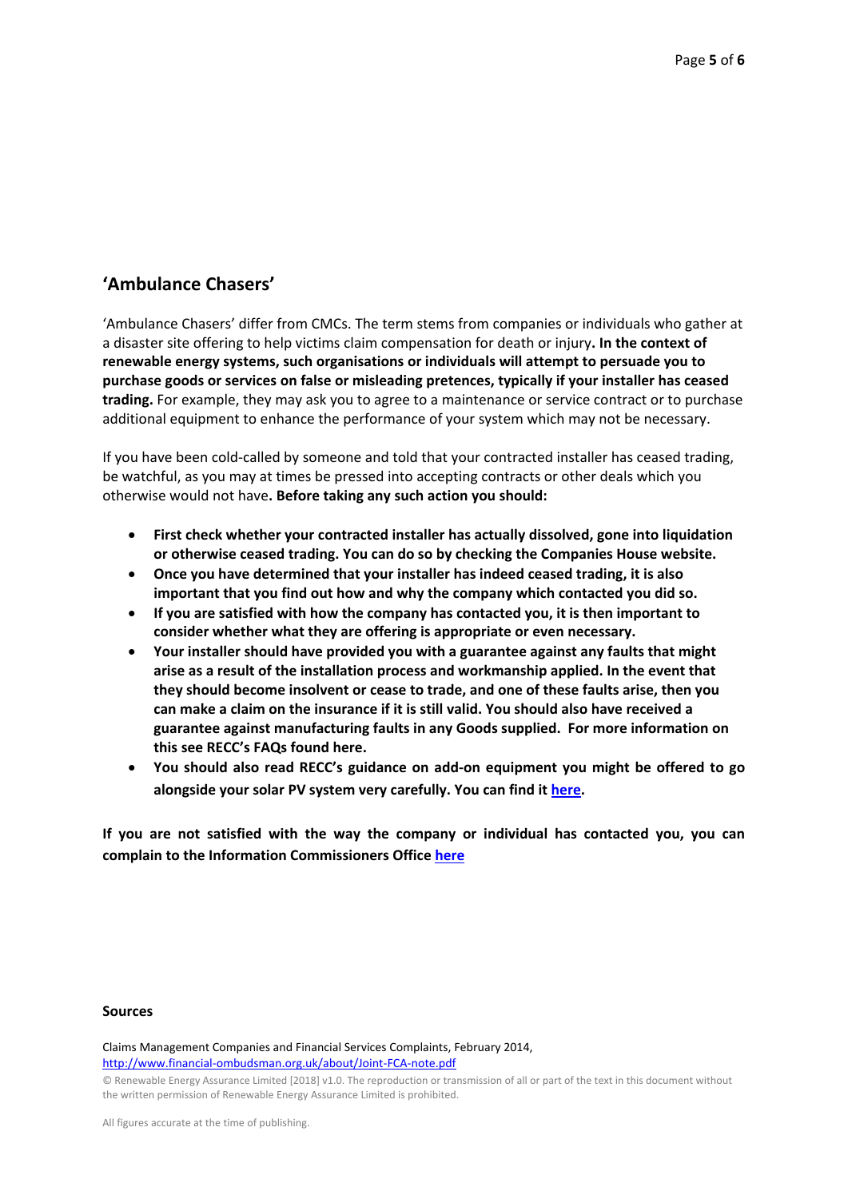## 'Ambulance Chasers'

'Ambulance Chasers' differ from CMCs. The term stems from companies or individuals who gather at a disaster site offering to help victims claim compensation for death or injury**. In the context of renewable energy systems, such organisations or individuals will attempt to persuade you to purchase goods or services on false or misleading pretences, typically if your installer has ceased trading.** For example, they may ask you to agree to a maintenance or service contract or to purchase additional equipment to enhance the performance of your system which may not be necessary.

If you have been cold-called by someone and told that your contracted installer has ceased trading, be watchful, as you may at times be pressed into accepting contracts or other deals which you otherwise would not have**. Before taking any such action you should:**

- **First check whether your contracted installer has actually dissolved, gone into liquidation or otherwise ceased trading. You can do so by checking the Companies House website.**
- **Once you have determined that your installer has indeed ceased trading, it is also important that you find out how and why the company which contacted you did so.**
- **If you are satisfied with how the company has contacted you, it is then important to consider whether what they are offering is appropriate or even necessary.**
- **Your installer should have provided you with a guarantee against any faults that might arise as a result of the installation process and workmanship applied. In the event that they should become insolvent or cease to trade, and one of these faults arise, then you can make a claim on the insurance if it is still valid. You should also have received a guarantee against manufacturing faults in any Goods supplied. For more information on this see RECC's FAQs found here.**
- **You should also read RECC's guidance on add-on equipment you might be offered to go alongside your solar PV system very carefully. You can find it [here](#).**

**If you are not satisfied with the way the company or individual has contacted you, you can complain to the Information Commissioners Office [here](#)**

**Sources**

Claims Management Companies and Financial Services Complaints, February 2014, http://www.financial-ombudsman.org.uk/about/Joint-FCA-note.pdf

© Renewable Energy Assurance Limited [2018] v1.0. The reproduction or transmission of all or part of the text in this document without the written permission of Renewable Energy Assurance Limited is prohibited.

All figures accurate at the time of publishing.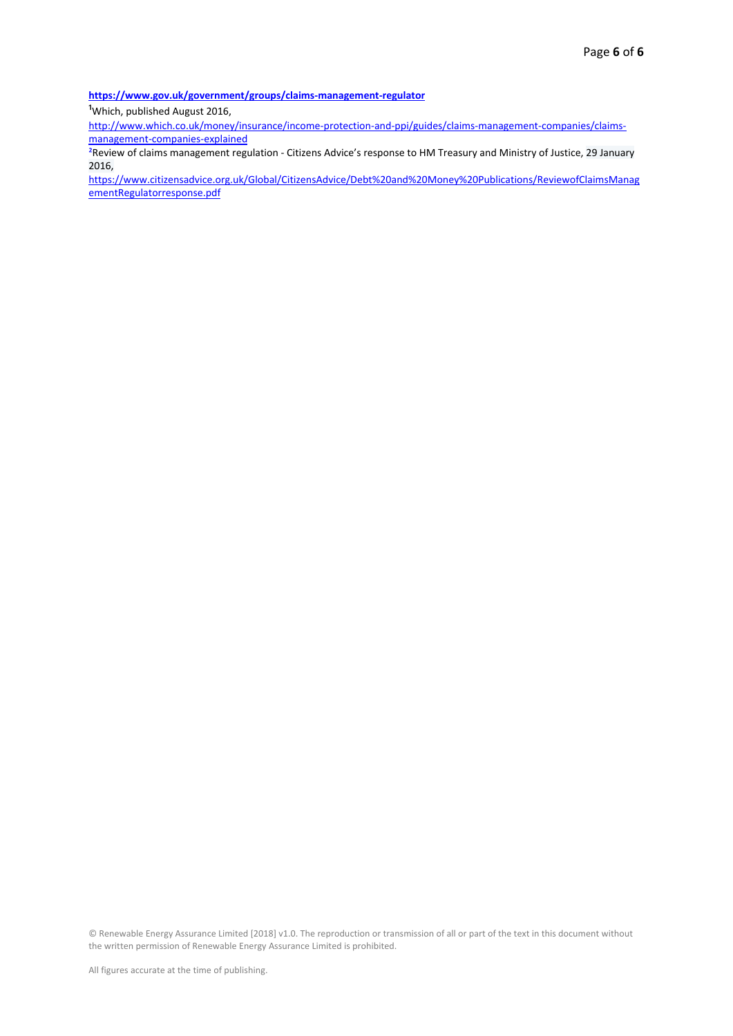**https://www.gov.uk/government/groups/claims-management-regulator**

[1]Which, published August 2016, http://www.which.co.uk/money/insurance/income-protection-and-ppi/guides/claims-management-companies/claims-management-companies-explained

[2]Review of claims management regulation - Citizens Advice's response to HM Treasury and Ministry of Justice, 29 January 2016, https://www.citizensadvice.org.uk/Global/CitizensAdvice/Debt%20and%20Money%20Publications/ReviewofClaimsManagementRegulatorresponse.pdf

© Renewable Energy Assurance Limited [2018] v1.0. The reproduction or transmission of all or part of the text in this document without the written permission of Renewable Energy Assurance Limited is prohibited.

All figures accurate at the time of publishing.